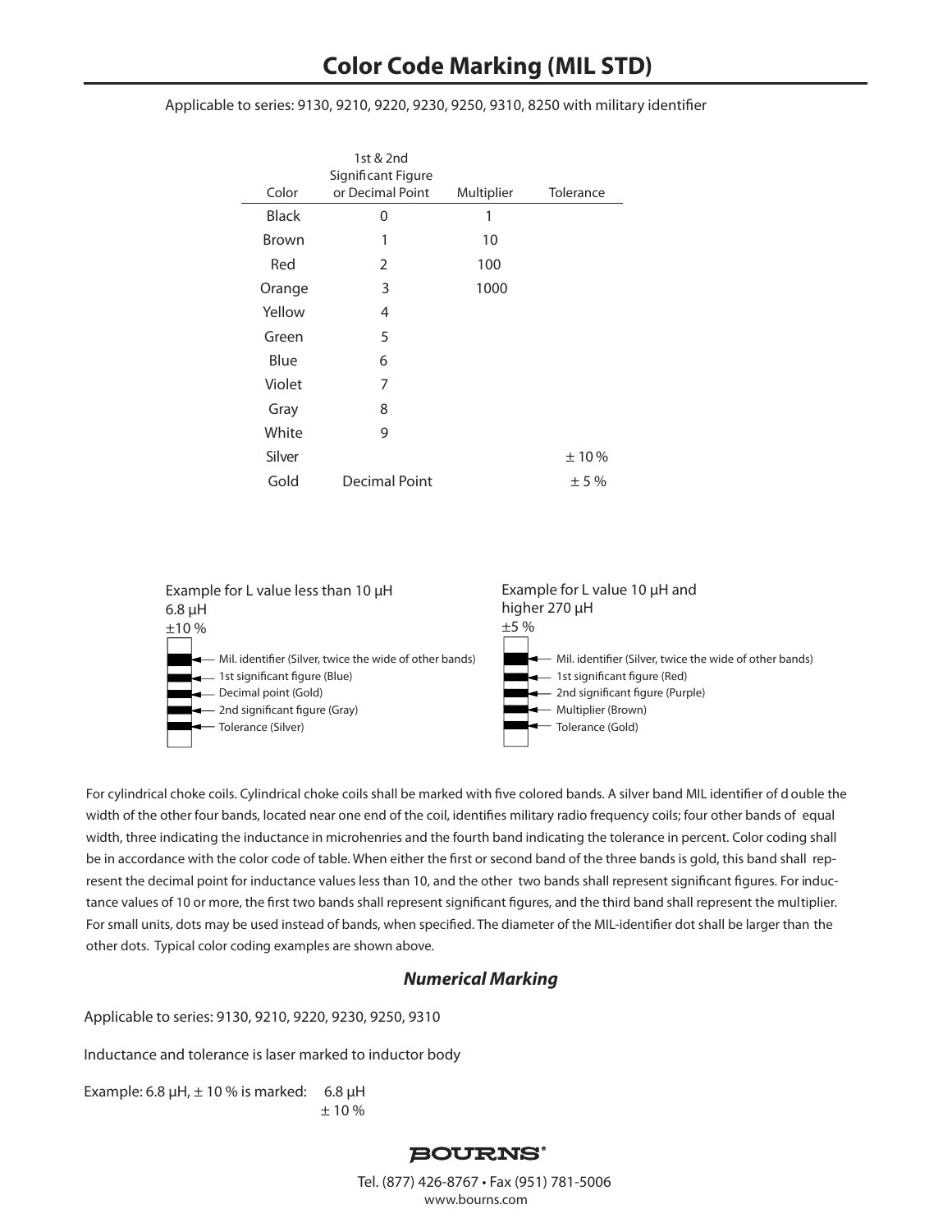# Color Code Marking (MIL STD)

Applicable to series: 9130, 9210, 9220, 9230, 9250, 9310, 8250 with military identifier

| Color | 1st & 2nd Significant Figure or Decimal Point | Multiplier | Tolerance |
|---|---|---|---|
| Black | 0 | 1 | |
| Brown | 1 | 10 | |
| Red | 2 | 100 | |
| Orange | 3 | 1000 | |
| Yellow | 4 | | |
| Green | 5 | | |
| Blue | 6 | | |
| Violet | 7 | | |
| Gray | 8 | | |
| White | 9 | | |
| Silver | | | ± 10 % |
| Gold | Decimal Point | | ± 5 % |

Example for L value less than 10 μH
6.8 μH
±10 %

- Mil. identifier (Silver, twice the wide of other bands)
- 1st significant figure (Blue)
- Decimal point (Gold)
- 2nd significant figure (Gray)
- Tolerance (Silver)

Example for L value 10 μH and higher 270 μH
±5 %

- Mil. identifier (Silver, twice the wide of other bands)
- 1st significant figure (Red)
- 2nd significant figure (Purple)
- Multiplier (Brown)
- Tolerance (Gold)

For cylindrical choke coils. Cylindrical choke coils shall be marked with five colored bands. A silver band MIL identifier of double the width of the other four bands, located near one end of the coil, identifies military radio frequency coils; four other bands of equal width, three indicating the inductance in microhenries and the fourth band indicating the tolerance in percent. Color coding shall be in accordance with the color code of table. When either the first or second band of the three bands is gold, this band shall represent the decimal point for inductance values less than 10, and the other two bands shall represent significant figures. For inductance values of 10 or more, the first two bands shall represent significant figures, and the third band shall represent the multiplier. For small units, dots may be used instead of bands, when specified. The diameter of the MIL-identifier dot shall be larger than the other dots. Typical color coding examples are shown above.

### *Numerical Marking*

Applicable to series: 9130, 9210, 9220, 9230, 9250, 9310

Inductance and tolerance is laser marked to inductor body

Example: 6.8 μH, ± 10 % is marked: 6.8 μH
± 10 %

BOURNS®

Tel. (877) 426-8767 • Fax (951) 781-5006
www.bourns.com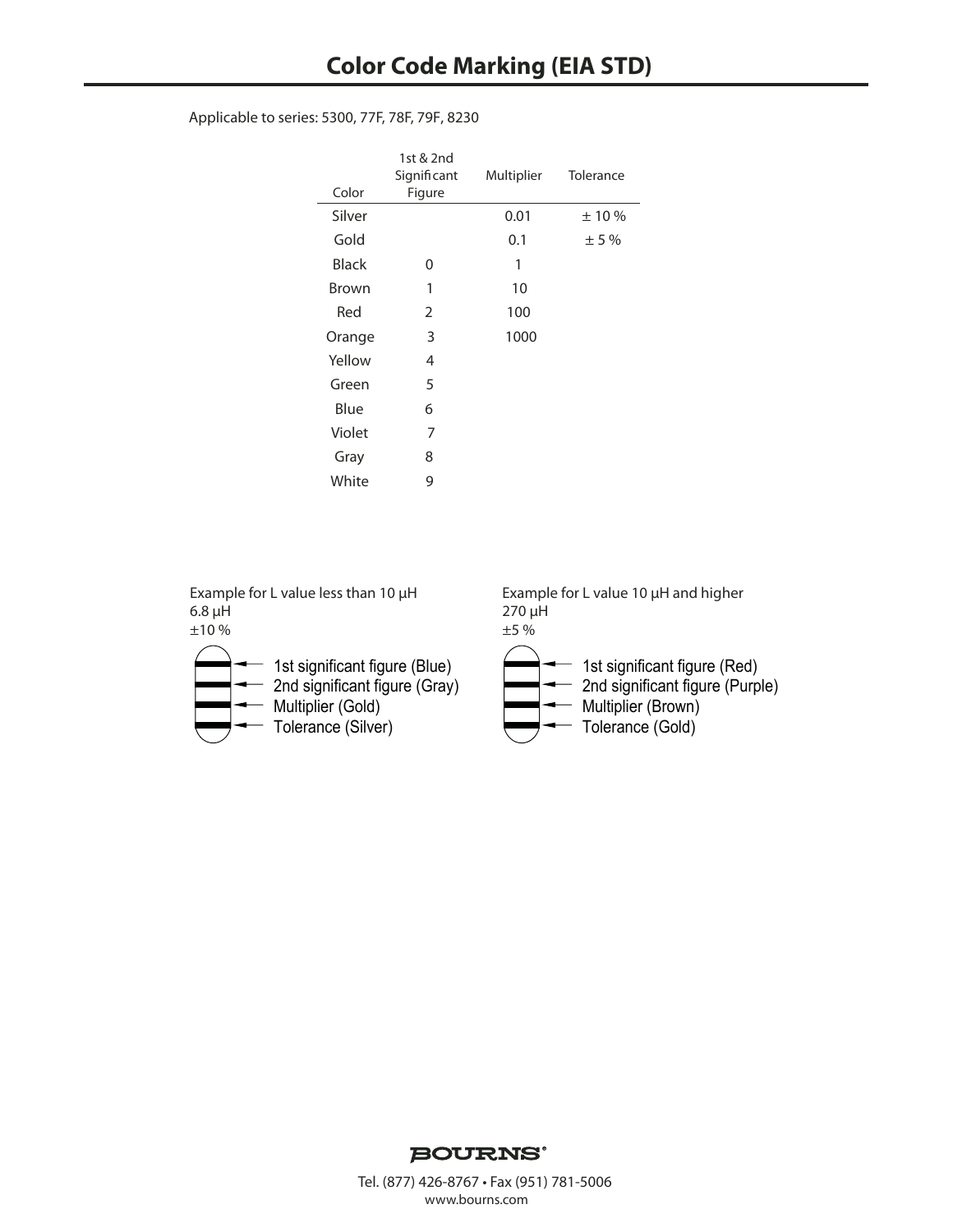# Color Code Marking (EIA STD)

Applicable to series: 5300, 77F, 78F, 79F, 8230

| Color | 1st & 2nd Significant Figure | Multiplier | Tolerance |
|---|---|---|---|
| Silver | | 0.01 | ± 10 % |
| Gold | | 0.1 | ± 5 % |
| Black | 0 | 1 | |
| Brown | 1 | 10 | |
| Red | 2 | 100 | |
| Orange | 3 | 1000 | |
| Yellow | 4 | | |
| Green | 5 | | |
| Blue | 6 | | |
| Violet | 7 | | |
| Gray | 8 | | |
| White | 9 | | |

Example for L value less than 10 μH
6.8 μH
±10 %

1st significant figure (Blue)
2nd significant figure (Gray)
Multiplier (Gold)
Tolerance (Silver)

Example for L value 10 μH and higher
270 μH
±5 %

1st significant figure (Red)
2nd significant figure (Purple)
Multiplier (Brown)
Tolerance (Gold)

BOURNS®

Tel. (877) 426-8767 • Fax (951) 781-5006
www.bourns.com